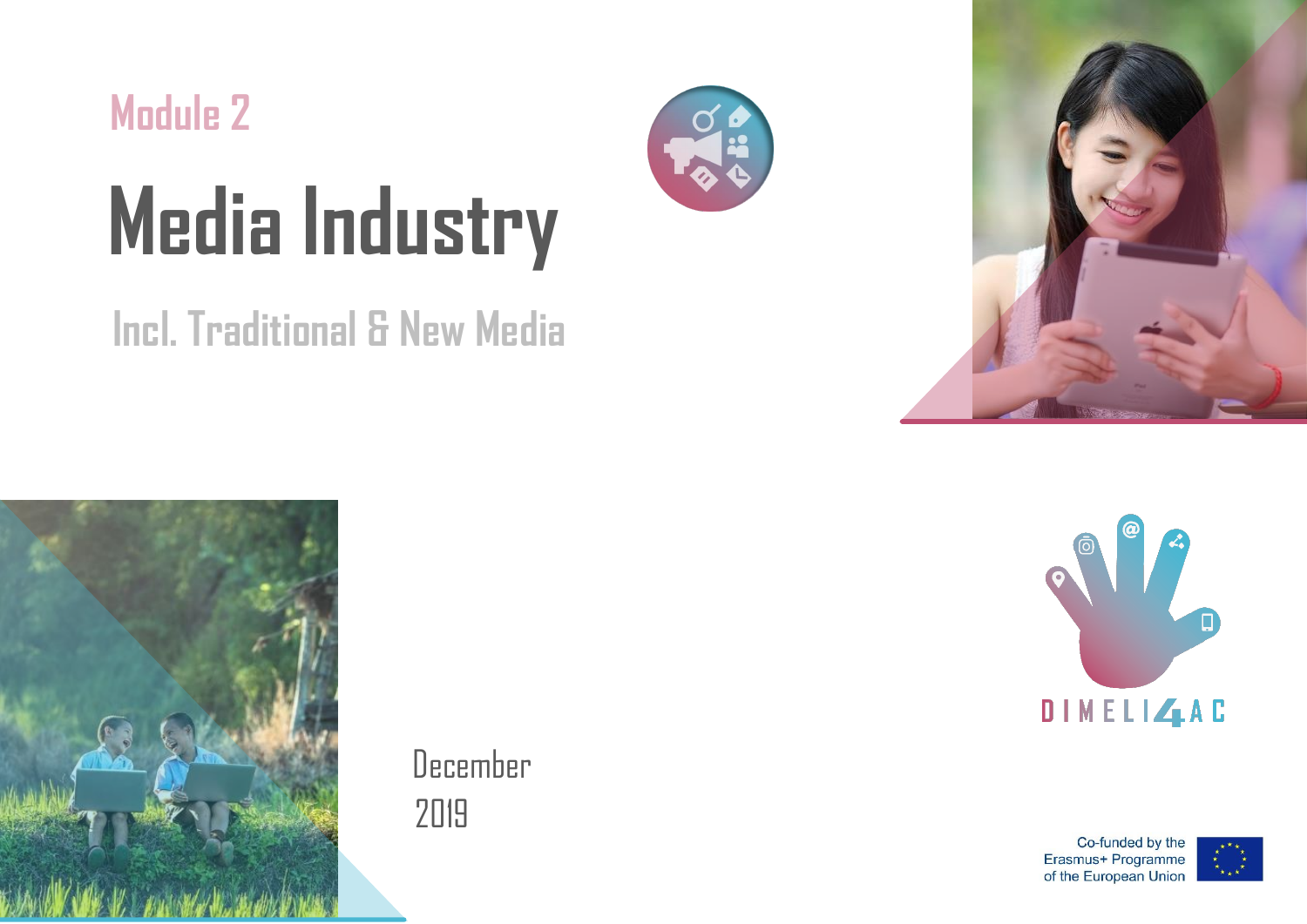Module 2

# Media Industry

## Incl. Traditional & New Media

December
2019

DIMELI4AC

Co-funded by the
Erasmus+ Programme
of the European Union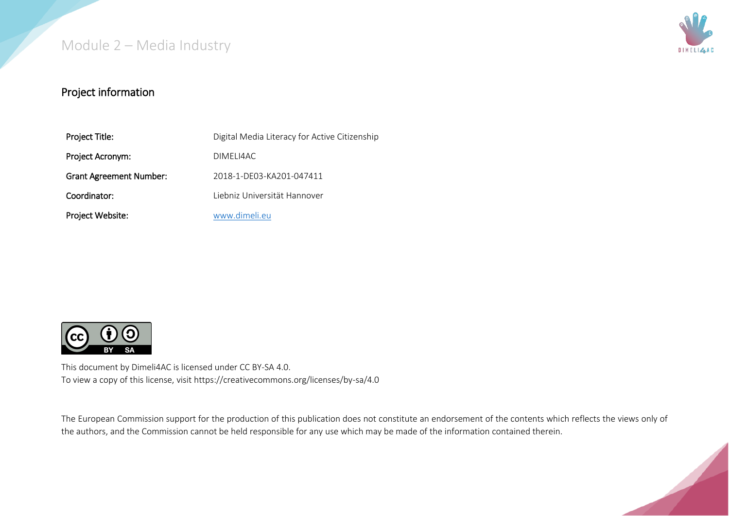## Project information

| Project Title: | Digital Media Literacy for Active Citizenship |
|---|---|
| Project Acronym: | DIMELI4AC |
| Grant Agreement Number: | 2018-1-DE03-KA201-047411 |
| Coordinator: | Liebniz Universität Hannover |
| Project Website: | [www.dimeli.eu](www.dimeli.eu) |

This document by Dimeli4AC is licensed under CC BY-SA 4.0.
To view a copy of this license, visit https://creativecommons.org/licenses/by-sa/4.0

The European Commission support for the production of this publication does not constitute an endorsement of the contents which reflects the views only of the authors, and the Commission cannot be held responsible for any use which may be made of the information contained therein.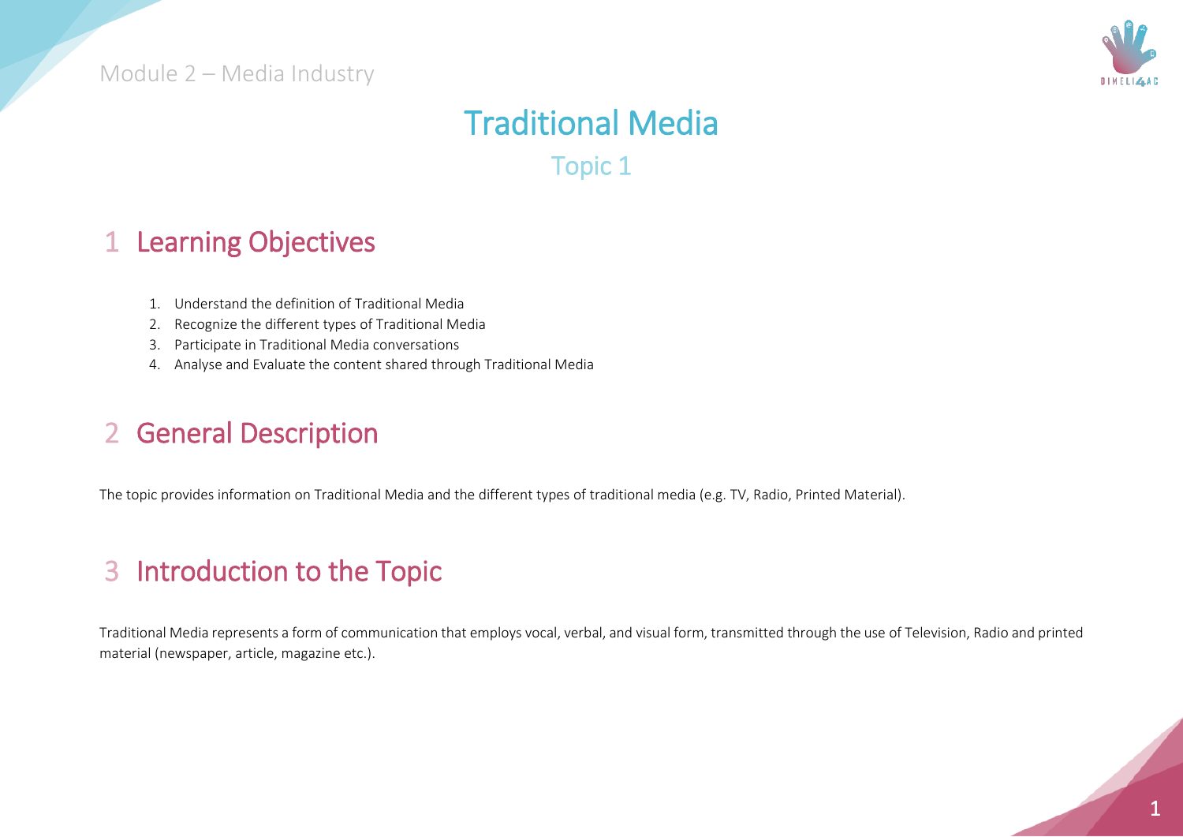# Traditional Media

Topic 1

## 1 Learning Objectives

1. Understand the definition of Traditional Media
2. Recognize the different types of Traditional Media
3. Participate in Traditional Media conversations
4. Analyse and Evaluate the content shared through Traditional Media

## 2 General Description

The topic provides information on Traditional Media and the different types of traditional media (e.g. TV, Radio, Printed Material).

## 3 Introduction to the Topic

Traditional Media represents a form of communication that employs vocal, verbal, and visual form, transmitted through the use of Television, Radio and printed material (newspaper, article, magazine etc.).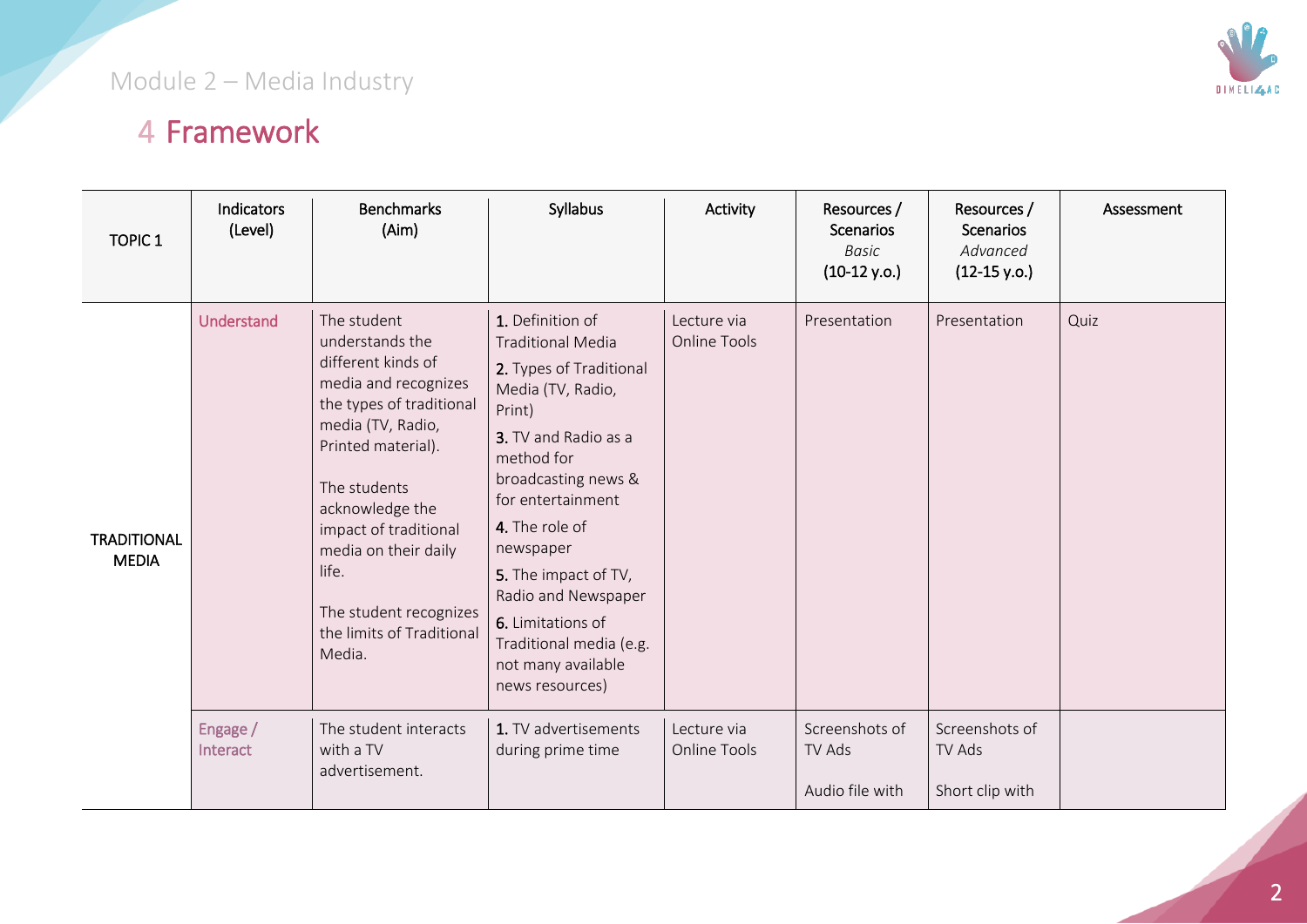# 4 Framework

| TOPIC 1 | Indicators (Level) | Benchmarks (Aim) | Syllabus | Activity | Resources / Scenarios *Basic* (10-12 y.o.) | Resources / Scenarios *Advanced* (12-15 y.o.) | Assessment |
|---|---|---|---|---|---|---|---|
| TRADITIONAL MEDIA | Understand | The student understands the different kinds of media and recognizes the types of traditional media (TV, Radio, Printed material).<br><br>The students acknowledge the impact of traditional media on their daily life.<br><br>The student recognizes the limits of Traditional Media. | 1. Definition of Traditional Media<br>2. Types of Traditional Media (TV, Radio, Print)<br>3. TV and Radio as a method for broadcasting news & for entertainment<br>4. The role of newspaper<br>5. The impact of TV, Radio and Newspaper<br>6. Limitations of Traditional media (e.g. not many available news resources) | Lecture via Online Tools | Presentation | Presentation | Quiz |
| | Engage / Interact | The student interacts with a TV advertisement. | 1. TV advertisements during prime time | Lecture via Online Tools | Screenshots of TV Ads<br><br>Audio file with | Screenshots of TV Ads<br><br>Short clip with | |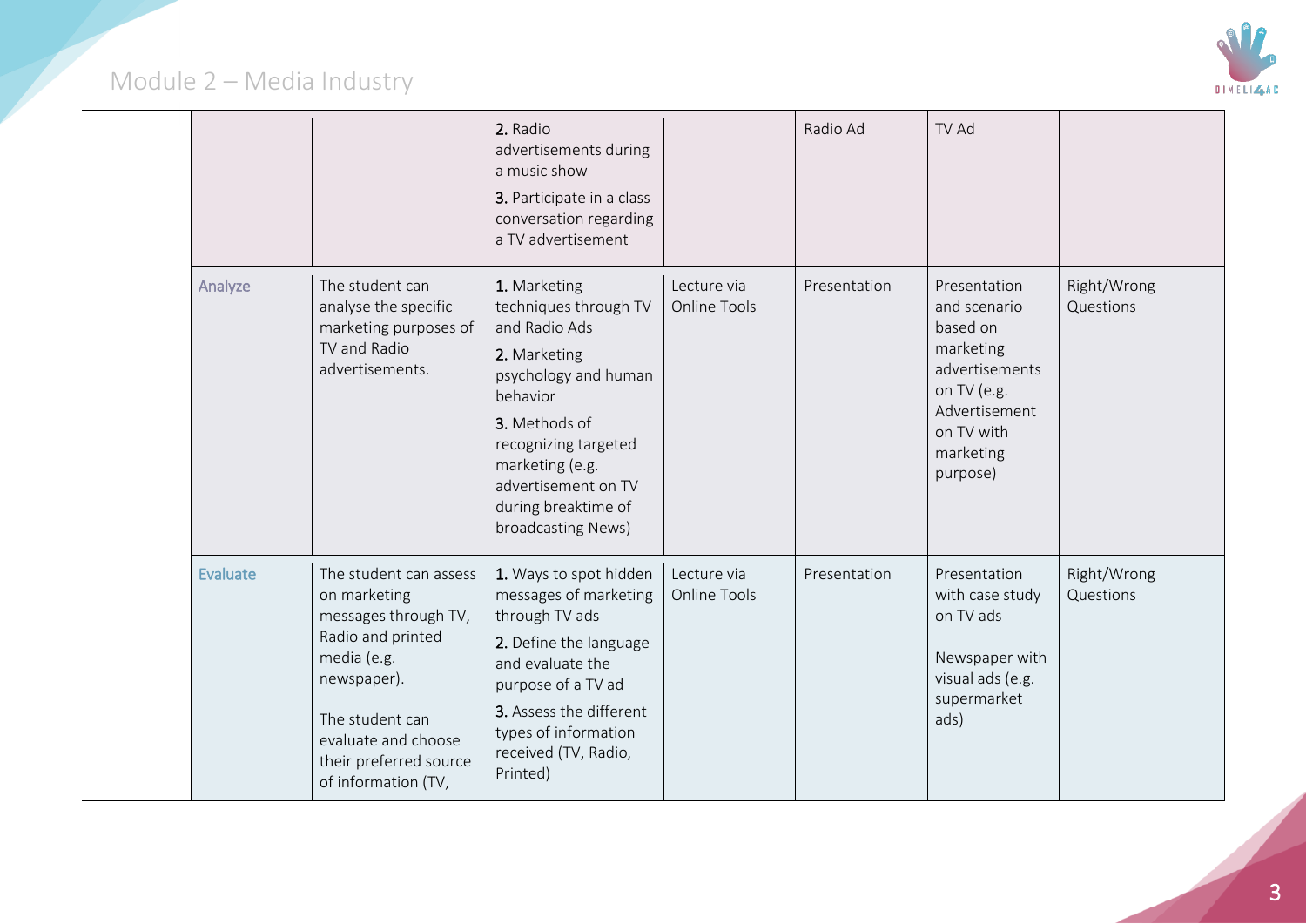| | | | | | | |
|---|---|---|---|---|---|---|
| | | 2. Radio advertisements during a music show<br>3. Participate in a class conversation regarding a TV advertisement | | Radio Ad | TV Ad | |
| Analyze | The student can analyse the specific marketing purposes of TV and Radio advertisements. | 1. Marketing techniques through TV and Radio Ads<br>2. Marketing psychology and human behavior<br>3. Methods of recognizing targeted marketing (e.g. advertisement on TV during breaktime of broadcasting News) | Lecture via Online Tools | Presentation | Presentation and scenario based on marketing advertisements on TV (e.g. Advertisement on TV with marketing purpose) | Right/Wrong Questions |
| Evaluate | The student can assess on marketing messages through TV, Radio and printed media (e.g. newspaper).<br>The student can evaluate and choose their preferred source of information (TV, | 1. Ways to spot hidden messages of marketing through TV ads<br>2. Define the language and evaluate the purpose of a TV ad<br>3. Assess the different types of information received (TV, Radio, Printed) | Lecture via Online Tools | Presentation | Presentation with case study on TV ads<br>Newspaper with visual ads (e.g. supermarket ads) | Right/Wrong Questions |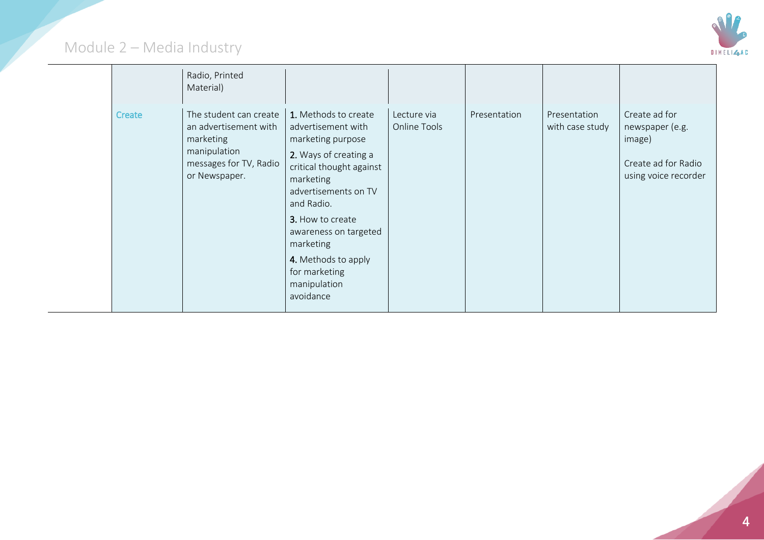|  |  |  |  |  |  |  |
|---|---|---|---|---|---|---|
|  | Radio, Printed Material) |  |  |  |  |  |
| Create | The student can create an advertisement with marketing manipulation messages for TV, Radio or Newspaper. | 1. Methods to create advertisement with marketing purpose<br>2. Ways of creating a critical thought against marketing advertisements on TV and Radio.<br>3. How to create awareness on targeted marketing<br>4. Methods to apply for marketing manipulation avoidance | Lecture via Online Tools | Presentation | Presentation with case study | Create ad for newspaper (e.g. image)<br><br>Create ad for Radio using voice recorder |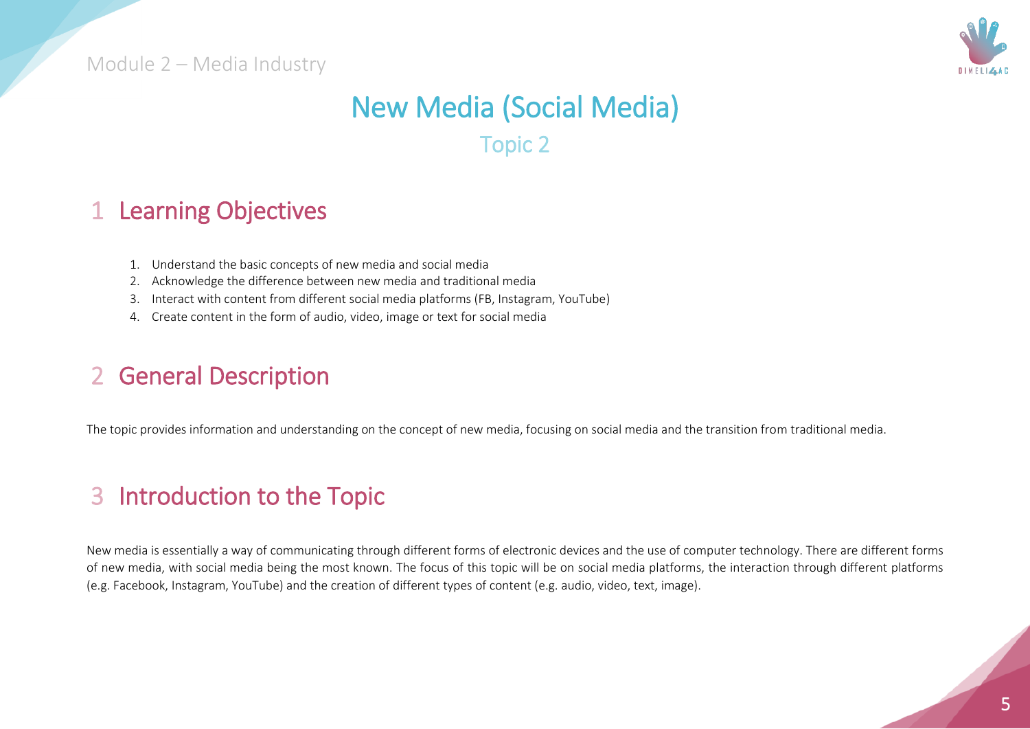# New Media (Social Media)

## Topic 2

## 1 Learning Objectives

1. Understand the basic concepts of new media and social media
2. Acknowledge the difference between new media and traditional media
3. Interact with content from different social media platforms (FB, Instagram, YouTube)
4. Create content in the form of audio, video, image or text for social media

## 2 General Description

The topic provides information and understanding on the concept of new media, focusing on social media and the transition from traditional media.

## 3 Introduction to the Topic

New media is essentially a way of communicating through different forms of electronic devices and the use of computer technology. There are different forms of new media, with social media being the most known. The focus of this topic will be on social media platforms, the interaction through different platforms (e.g. Facebook, Instagram, YouTube) and the creation of different types of content (e.g. audio, video, text, image).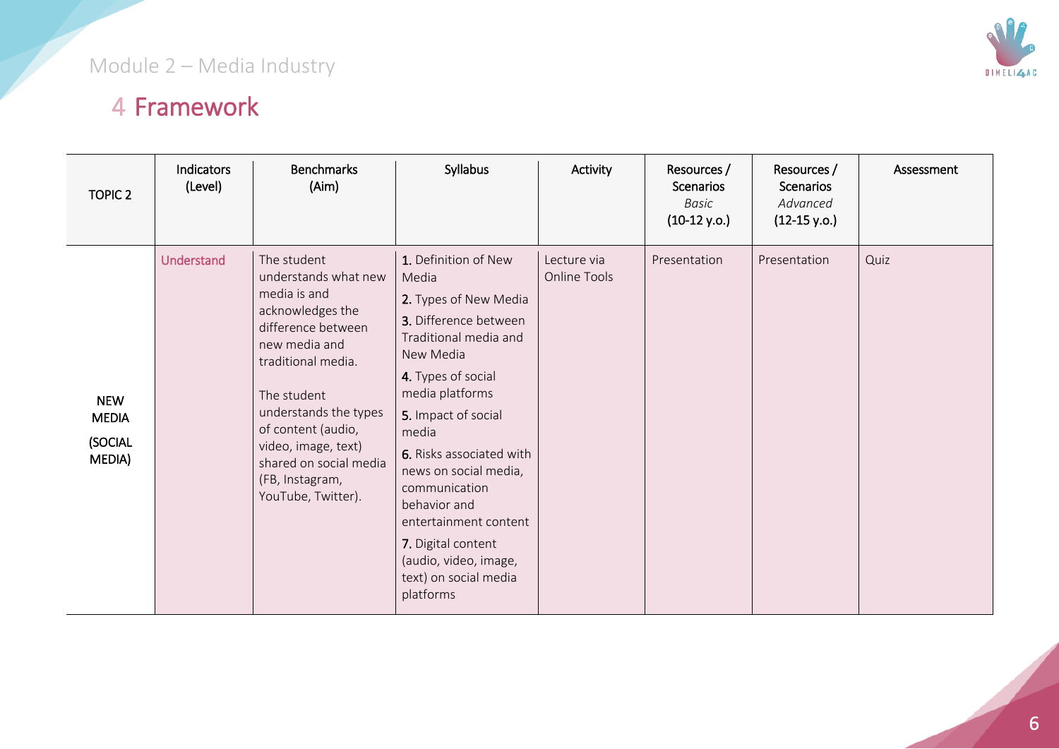# 4 Framework

| TOPIC 2 | Indicators (Level) | Benchmarks (Aim) | Syllabus | Activity | Resources / Scenarios *Basic* (10-12 y.o.) | Resources / Scenarios *Advanced* (12-15 y.o.) | Assessment |
|---|---|---|---|---|---|---|---|
| NEW MEDIA (SOCIAL MEDIA) | Understand | The student understands what new media is and acknowledges the difference between new media and traditional media.<br><br>The student understands the types of content (audio, video, image, text) shared on social media (FB, Instagram, YouTube, Twitter). | 1. Definition of New Media<br>2. Types of New Media<br>3. Difference between Traditional media and New Media<br>4. Types of social media platforms<br>5. Impact of social media<br>6. Risks associated with news on social media, communication behavior and entertainment content<br>7. Digital content (audio, video, image, text) on social media platforms | Lecture via Online Tools | Presentation | Presentation | Quiz |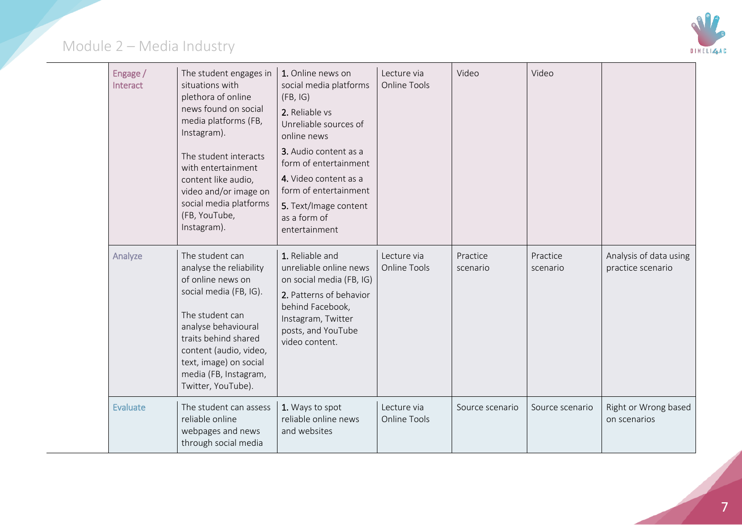| | | | | | | |
|---|---|---|---|---|---|---|
| Engage / Interact | The student engages in situations with plethora of online news found on social media platforms (FB, Instagram).<br><br>The student interacts with entertainment content like audio, video and/or image on social media platforms (FB, YouTube, Instagram). | **1.** Online news on social media platforms (FB, IG)<br>**2.** Reliable vs Unreliable sources of online news<br>**3.** Audio content as a form of entertainment<br>**4.** Video content as a form of entertainment<br>**5.** Text/Image content as a form of entertainment | Lecture via Online Tools | Video | Video | |
| Analyze | The student can analyse the reliability of online news on social media (FB, IG).<br><br>The student can analyse behavioural traits behind shared content (audio, video, text, image) on social media (FB, Instagram, Twitter, YouTube). | **1.** Reliable and unreliable online news on social media (FB, IG)<br>**2.** Patterns of behavior behind Facebook, Instagram, Twitter posts, and YouTube video content. | Lecture via Online Tools | Practice scenario | Practice scenario | Analysis of data using practice scenario |
| Evaluate | The student can assess reliable online webpages and news through social media | **1.** Ways to spot reliable online news and websites | Lecture via Online Tools | Source scenario | Source scenario | Right or Wrong based on scenarios |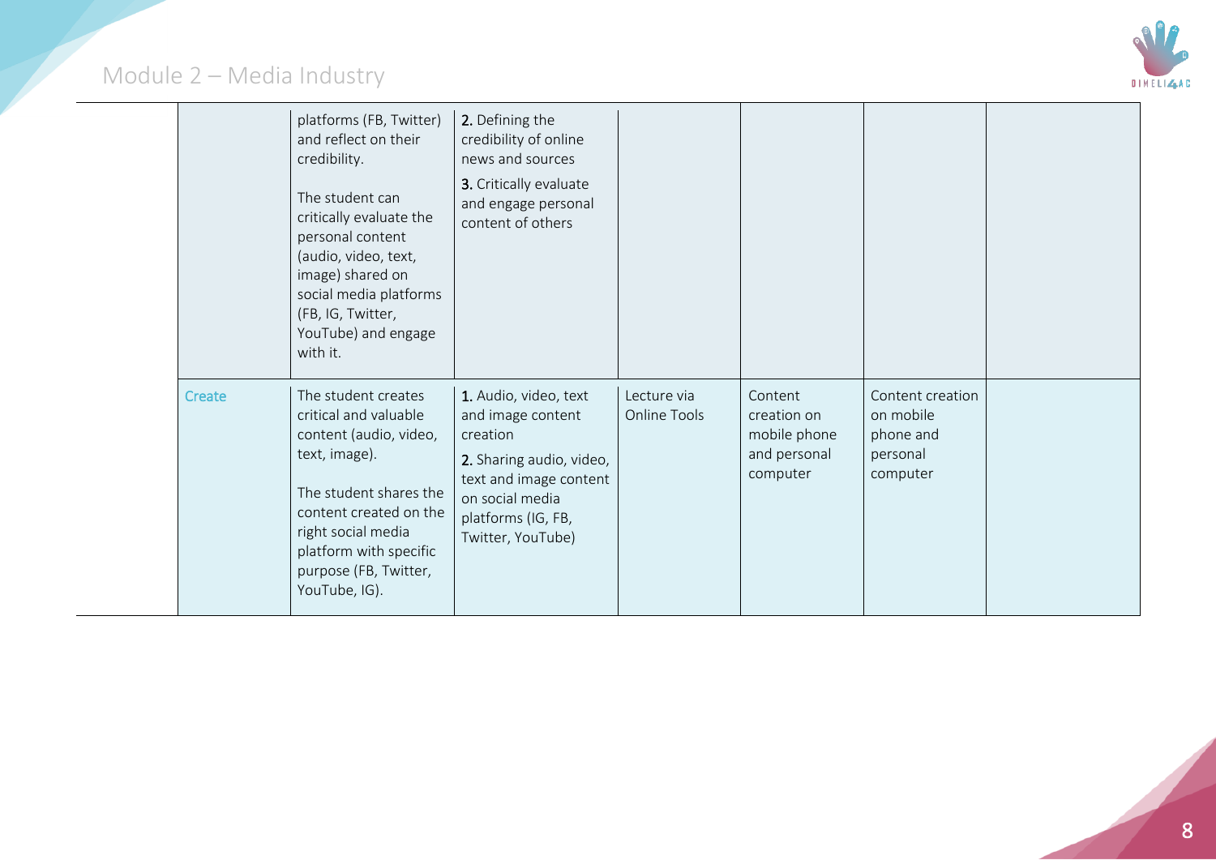| | | | | | | |
|---|---|---|---|---|---|---|
| | platforms (FB, Twitter) and reflect on their credibility.<br><br>The student can critically evaluate the personal content (audio, video, text, image) shared on social media platforms (FB, IG, Twitter, YouTube) and engage with it. | **2.** Defining the credibility of online news and sources<br>**3.** Critically evaluate and engage personal content of others | | | | |
| Create | The student creates critical and valuable content (audio, video, text, image).<br><br>The student shares the content created on the right social media platform with specific purpose (FB, Twitter, YouTube, IG). | **1.** Audio, video, text and image content creation<br>**2.** Sharing audio, video, text and image content on social media platforms (IG, FB, Twitter, YouTube) | Lecture via Online Tools | Content creation on mobile phone and personal computer | Content creation on mobile phone and personal computer | |